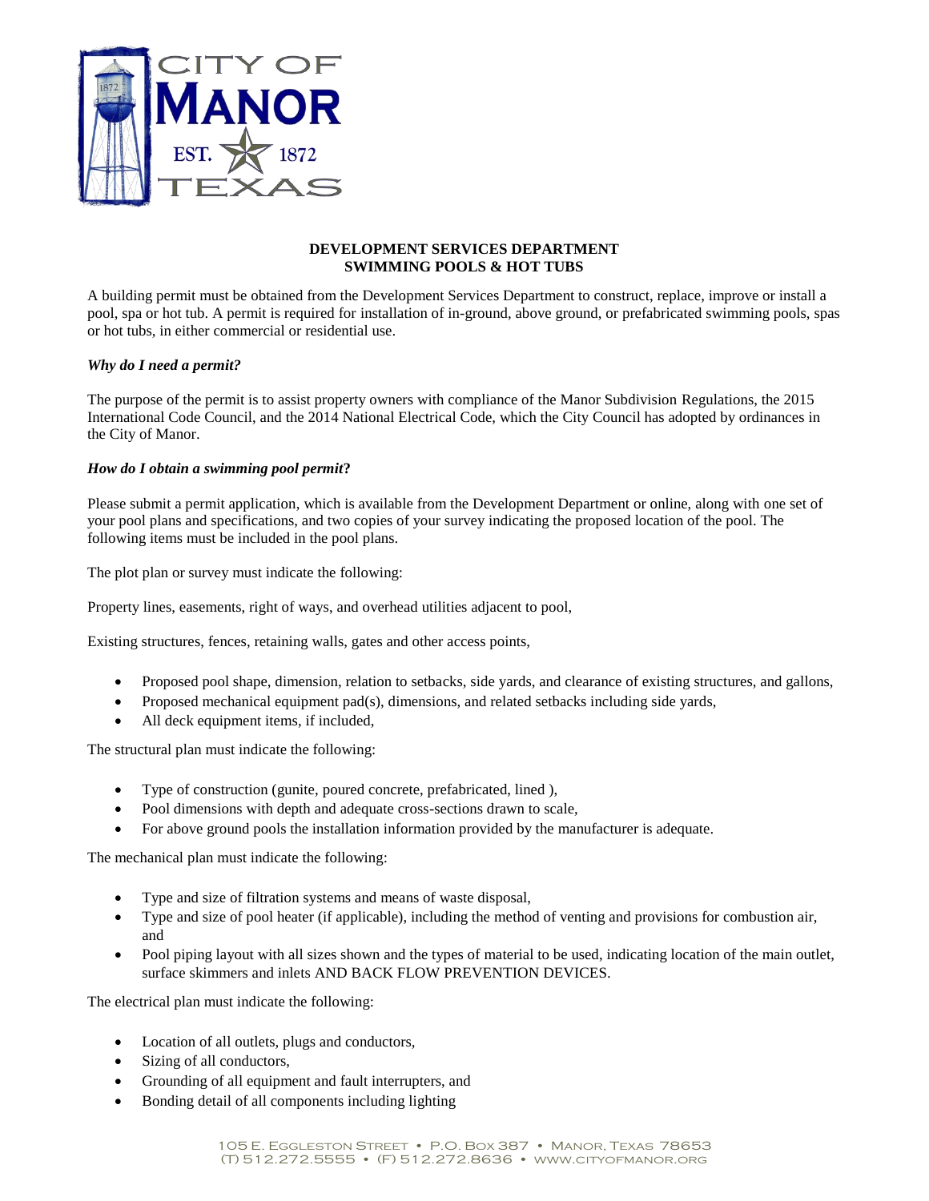**CITY OF MANOR**
**EST. 1872**
**TEXAS**

## DEVELOPMENT SERVICES DEPARTMENT
## SWIMMING POOLS & HOT TUBS

A building permit must be obtained from the Development Services Department to construct, replace, improve or install a pool, spa or hot tub. A permit is required for installation of in-ground, above ground, or prefabricated swimming pools, spas or hot tubs, in either commercial or residential use.

***Why do I need a permit?***

The purpose of the permit is to assist property owners with compliance of the Manor Subdivision Regulations, the 2015 International Code Council, and the 2014 National Electrical Code, which the City Council has adopted by ordinances in the City of Manor.

***How do I obtain a swimming pool permit?***

Please submit a permit application, which is available from the Development Department or online, along with one set of your pool plans and specifications, and two copies of your survey indicating the proposed location of the pool. The following items must be included in the pool plans.

The plot plan or survey must indicate the following:

Property lines, easements, right of ways, and overhead utilities adjacent to pool,

Existing structures, fences, retaining walls, gates and other access points,

- Proposed pool shape, dimension, relation to setbacks, side yards, and clearance of existing structures, and gallons,
- Proposed mechanical equipment pad(s), dimensions, and related setbacks including side yards,
- All deck equipment items, if included,

The structural plan must indicate the following:

- Type of construction (gunite, poured concrete, prefabricated, lined ),
- Pool dimensions with depth and adequate cross-sections drawn to scale,
- For above ground pools the installation information provided by the manufacturer is adequate.

The mechanical plan must indicate the following:

- Type and size of filtration systems and means of waste disposal,
- Type and size of pool heater (if applicable), including the method of venting and provisions for combustion air, and
- Pool piping layout with all sizes shown and the types of material to be used, indicating location of the main outlet, surface skimmers and inlets AND BACK FLOW PREVENTION DEVICES.

The electrical plan must indicate the following:

- Location of all outlets, plugs and conductors,
- Sizing of all conductors,
- Grounding of all equipment and fault interrupters, and
- Bonding detail of all components including lighting

105 E. Eggleston Street • P.O. Box 387 • Manor, Texas 78653
(T) 512.272.5555 • (F) 512.272.8636 • www.cityofmanor.org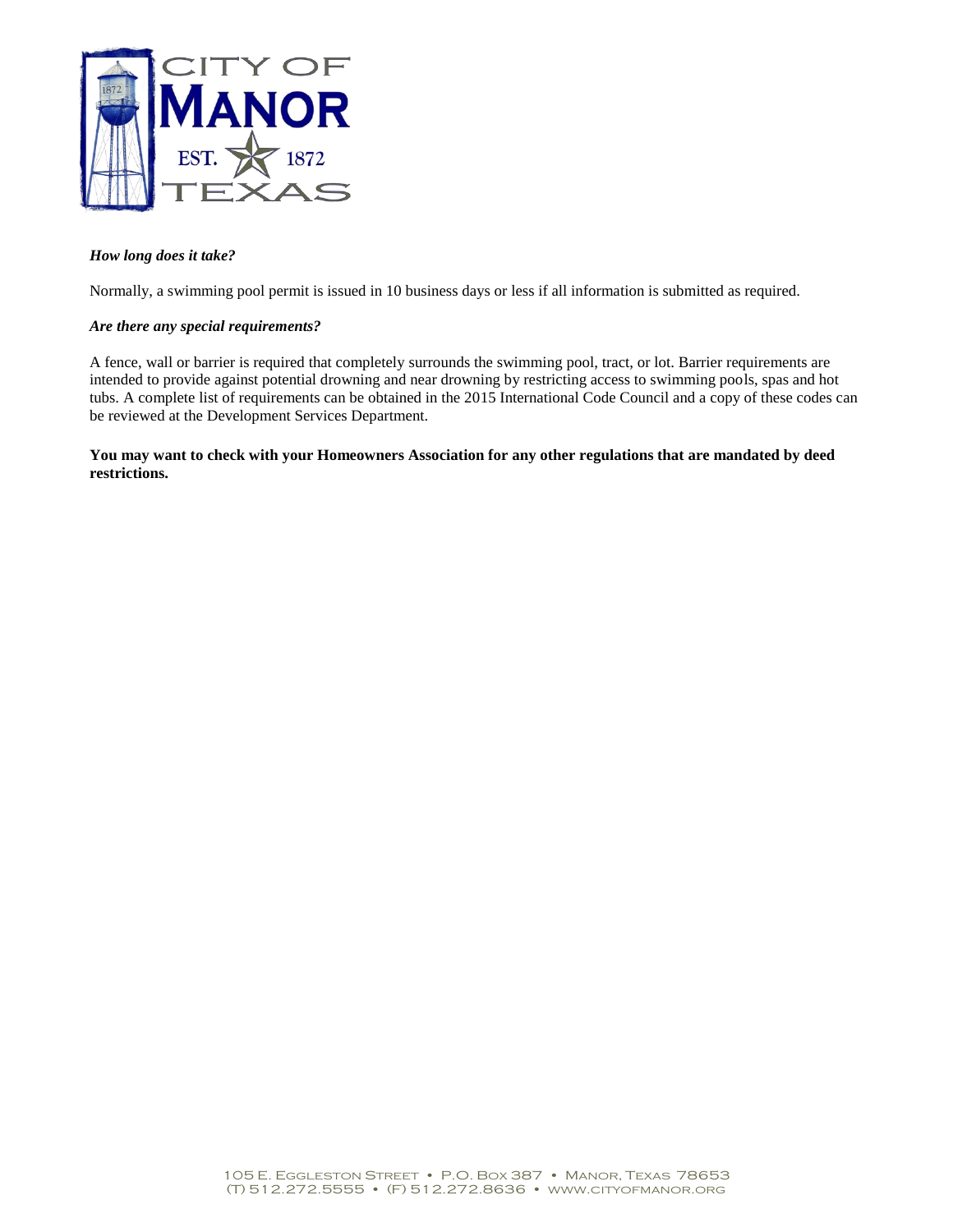***How long does it take?***

Normally, a swimming pool permit is issued in 10 business days or less if all information is submitted as required.

***Are there any special requirements?***

A fence, wall or barrier is required that completely surrounds the swimming pool, tract, or lot. Barrier requirements are intended to provide against potential drowning and near drowning by restricting access to swimming pools, spas and hot tubs. A complete list of requirements can be obtained in the 2015 International Code Council and a copy of these codes can be reviewed at the Development Services Department.

**You may want to check with your Homeowners Association for any other regulations that are mandated by deed restrictions.**